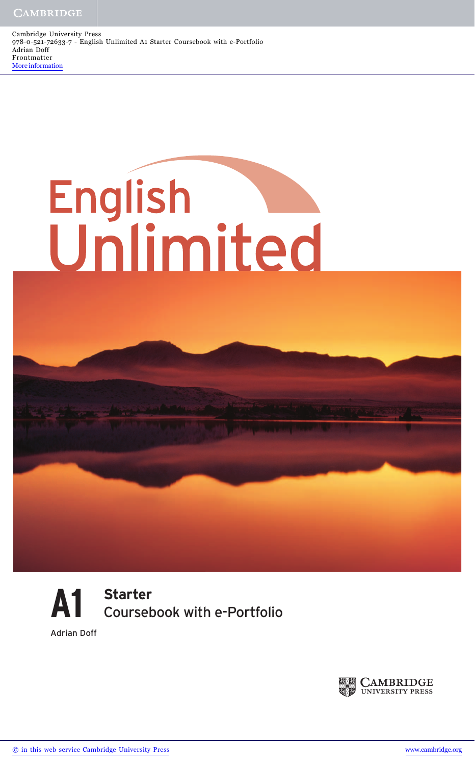# English Unlimited

**A1** **Starter**

Coursebook with e-Portfolio

Adrian Doff

CAMBRIDGE UNIVERSITY PRESS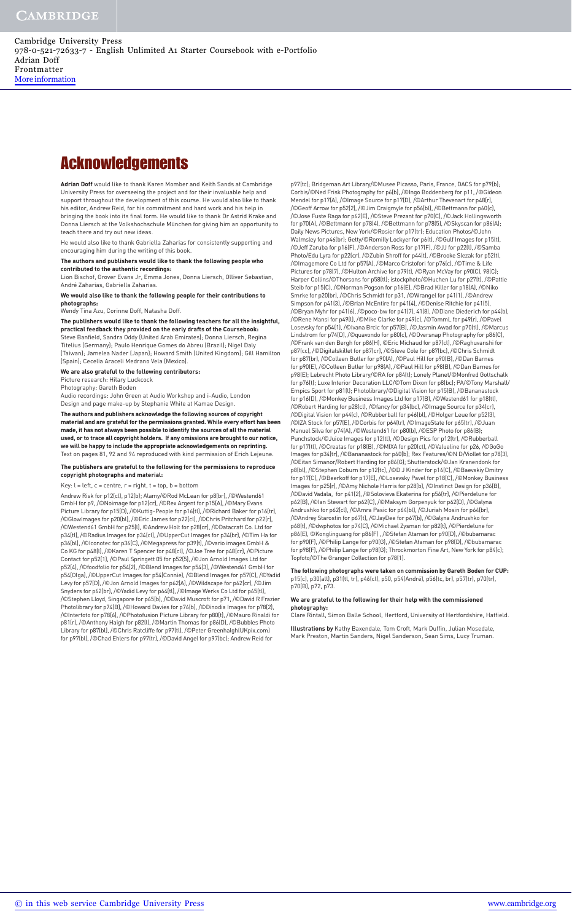# Acknowledgements

**Adrian Doff** would like to thank Karen Momber and Keith Sands at Cambridge University Press for overseeing the project and for their invaluable help and support throughout the development of this course. He would also like to thank his editor, Andrew Reid, for his commitment and hard work and his help in bringing the book into its final form. He would like to thank Dr Astrid Krake and Donna Liersch at the Volkshochschule München for giving him an opportunity to teach there and try out new ideas.

He would also like to thank Gabriella Zaharias for consistently supporting and encouraging him during the writing of this book.

**The authors and publishers would like to thank the following people who contributed to the authentic recordings:**

Lion Bischof, Grover Evans Jr, Emma Jones, Donna Liersch, Olliver Sebastian, André Zaharias, Gabriella Zaharias.

**We would also like to thank the following people for their contributions to photographs:**

Wendy Tina Azu, Corinne Doff, Natasha Doff.

**The publishers would like to thank the following teachers for all the insightful, practical feedback they provided on the early drafts of the Coursebook:**

Steve Banfield, Sandra Oddy (United Arab Emirates); Donna Liersch, Regina Titelius (Germany); Paulo Henrique Gomes do Abreu (Brazil); Nigel Daly (Taiwan); Jamelea Nader (Japan); Howard Smith (United Kingdom); Gill Hamilton (Spain); Cecelia Araceli Medrano Vela (Mexico).

**We are also grateful to the following contributors:**

Picture research: Hilary Luckcock
Photography: Gareth Boden
Audio recordings: John Green at Audio Workshop and i-Audio, London
Design and page make-up by Stephanie White at Kamae Design.

**The authors and publishers acknowledge the following sources of copyright material and are grateful for the permissions granted. While every effort has been made, it has not always been possible to identify the sources of all the material used, or to trace all copyright holders. If any omissions are brought to our notice, we will be happy to include the appropriate acknowledgements on reprinting.**

Text on pages 81, 92 and 94 reproduced with kind permission of Erich Lejeune.

**The publishers are grateful to the following for the permissions to reproduce copyright photographs and material:**

Key: l = left, c = centre, r = right, t = top, b = bottom

Andrew Risk for p12(cl), p12(b); Alamy/©Rod McLean for p8(br), /©Westend61 GmbH for p9, /©Noimage for p12(cr), /©Rex Argent for p15(A), /©Mary Evans Picture Library for p15(D), /©Kuttig-People for p16(tl), /©Richard Baker for p16(tr), /©GlowImages for p20(bl), /©Eric James for p22(cl), /©Chris Pritchard for p22(r), /©Westend61 GmbH for p25(l), ©Andrew Holt for p28(cr), /©Datacraft Co. Ltd for p34(tl), /©Radius Images for p34(cl), /©UpperCut Images for p34(br), /©Tim Ha for p36(bl), /©Iconotec for p36(C), /©Megapress for p39(t), /©vario images GmbH & Co KG for p48(l), /©Karen T Spencer for p48(cl), /©Joe Tree for p48(cr), /©Picture Contact for p52(1), /©Paul Springett 05 for p52(5), /©Jon Arnold Images Ltd for p52(4), /©foodfolio for p54(2), /©Blend Images for p54(3), /©Westend61 GmbH for p54(Olga), /©UpperCut Images for p54(Connie), /©Blend Images for p57(C), /©Yadid Levy for p57(D), /©Jon Arnold Images for p62(A), /©Wildscape for p62(cr), /©Jim Snyders for p62(br), /©Yadid Levy for p64(tl), /©Image Werks Co Ltd for p65(tl), /©Stephen Lloyd, Singapore for p65(b), /©David Muscroft for p71, /©David R Frazier Photolibrary for p74(B), /©Howard Davies for p76(b), /©Dinodia Images for p78(2), /©Interfoto for p78(6), /©Photofusion Picture Library for p80(t), /©Mauro Rinaldi for p81(r), /©Anthony Haigh for p82(l), /©Martin Thomas for p86(D), /©Bubbles Photo Library for p87(bl), /©Chris Ratcliffe for p97(tl), /©Peter Greenhalgh(UKpix.com) for p97(bl), /©Chad Ehlers for p97(tr), /©David Angel for p97(bc); Andrew Reid for p97(tc); Bridgeman Art Library/©Musee Picasso, Paris, France, DACS for p79(b); Corbis/©Ned Frisk Photography for p6(b), /©Ingo Boddenberg for p11, /©Gideon Mendel for p17(A), /©Image Source for p17(D), /©Arthur Thevenart for p48(r), /©Geoff Arrow for p52(2), /©Jim Craigmyle for p56(bl), /©Bettmann for p60(c), /©Jose Fuste Raga for p62(E), /©Steve Prezant for p70(C), /©Jack Hollingsworth for p70(A), /©Bettmann for p78(4), /©Bettmann for p78(5), /©Skyscan for p86(A); Daily News Pictures, New York/©Rosier for p17(tr); Education Photos/©John Walmsley for p46(br); Getty/©Romilly Lockyer for p6(t), /©Gulf Images for p15(t), /©Jeff Zaruba for p16(F), /©Anderson Ross for p17(F), /©JJ for p22(l), /©Samba Photo/Edu Lyra for p22(cr), /©Zubin Shroff for p44(t), /©Brooke Slezak for p52(t), /©Imagemore Co Ltd for p57(A), /©Marco Cristofori for p76(c), /©Time & Life Pictures for p78(7), /©Hulton Archive for p79(t), /©Ryan McVay for p90(C), 98(C); Harper Collins/©Thorsons for p58(tl); istockphoto/©Huchen Lu for p27(t), /©Pattie Steib for p15(C), /©Norman Pogson for p16(E), /©Brad Killer for p18(A), /©Niko Smrke for p20(br), /©Chris Schmidt for p31, /©Wrangel for p41(1), /©Andrew Simpson for p41(3), /©Brian McEntire for p41(4), /©Denise Ritchie for p41(5), /©Bryan Myhr for p41(6), /©poco-bw for p41(7), 41(8), /©Diane Diederich for p44(b), /©Rene Mansi for p49(l), /©Mike Clarke for p49(c), /©TommL for p49(r), /©Pavel Losevsky for p54(1), /©Ivana Brcic for p57(B), /©Jasmin Awad for p70(tl), /©Marcus Lindstrom for p74(D), /©quavondo for p80(c), /©Oversnap Photography for p86(C), /©Frank van den Bergh for p86(H), ©Eric Michaud for p87(cl), /©Raghuvanshi for p87(cc), /©Digitalskillet for p87(cr), /©Steve Cole for p87(bc), /©Chris Schmidt for p87(br), /©Colleen Butler for p90(A), /©Paul Hill for p90(B), /©Dan Barnes for p90(E), /©Colleen Butler for p98(A), /©Paul Hill for p98(B), /©Dan Barnes for p98(E); Lebrecht Photo Library/©RA for p84(t); Lonely Planet/©Monfred Gottschalk for p76(t); Luxe Interior Decoration LLC/©Tom Dixon for p8(bc); PA/©Tony Marshall/Empics Sport for p81(l); Photolibrary/©Digital Vision for p15(B), /©Bananastock for p16(D), /©Monkey Business Images Ltd for p17(B), /©Westend61 for p18(tl), /©Robert Harding for p28(cl), /©fancy for p34(bc), /©Image Source for p34(cr), /©Digital Vision for p44(c), /©Rubberball for p46(bl), /©Holger Leue for p52(3), /©IZA Stock for p57(E), /©Corbis for p64(tr), /©ImageState for p65(tr), /©Juan Manuel Silva for p74(A), /©Westend61 for p80(b), /©ESP Photo for p86(B); Punchstock/©Juice Images for p12(tl), /©Design Pics for p12(tr), /©Rubberball for p17(tl), /©Creatas for p18(B), /©MIXA for p20(ct), /©Valueline for p26, /©GoGo Images for p34(tr), /©Bananastock for p60(b); Rex Features/©N D/Viollet for p78(3), /©Eitan Simanor/Robert Harding for p86(G); Shutterstock/©Jan Kranendonk for p8(bl), /©Stephen Coburn for p12(tc), /©D J Kinder for p16(C), /©Baevskiy Dmitry for p17(C), /©Beerkoff for p17(E), /©Losevsky Pavel for p18(C), /©Monkey Business Images for p25(r), /©Amy Nichole Harris for p28(b), /©Instinct Design for p36(B), /©David Vadala, for p41(2), /©Solovieva Ekaterina for p56(tr), /©Pierdelune for p62(B), /©Ian Stewart for p62(C), /©Maksym Gorpenyuk for p62(D), /©Galyna Andrushko for p62(cl), /©Amra Pasic for p64(bl), /©Juriah Mosin for p64(br), /©Andrey Stanstrin for p67(t), /©JayDee for p67(b), /©Galyna Andrushko for p68(t), /©dwphotos for p74(C), /©Michael Zysman for p82(t), /©Pierdelune for p86(E), ©Konglinguang for p86(F) , /©Stefan Ataman for p90(D), /©bubamarac for p90(F), /©Philip Lange for p90(G), /©Stefan Ataman for p98(D), /©bubamarac for p98(F), /©Philip Lange for p98(G); Throckmorton Fine Art, New York for p84(c); Topfoto/©The Granger Collection for p78(1).

**The following photographs were taken on commission by Gareth Boden for CUP:** p15(c), p30(all), p31(tl, tr), p46(cl), p50, p54(André), p56(tc, br), p57(tr), p70(tr), p70(B), p72, p73.

**We are grateful to the following for their help with the commissioned photography:**

Clare Rintall, Simon Balle School, Hertford, University of Hertfordshire, Hatfield.

**Illustrations by** Kathy Baxendale, Tom Croft, Mark Duffin, Julian Mosedale, Mark Preston, Martin Sanders, Nigel Sanderson, Sean Sims, Lucy Truman.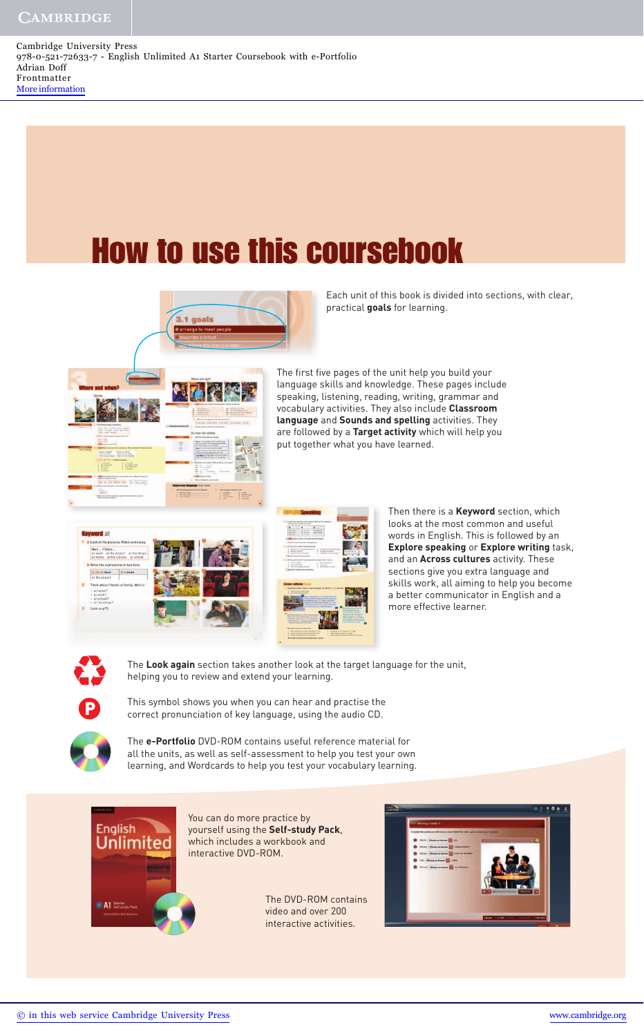Cambridge University Press
978-0-521-72633-7 - English Unlimited A1 Starter Coursebook with e-Portfolio
Adrian Doff
Frontmatter
More information

# How to use this coursebook

Each unit of this book is divided into sections, with clear, practical **goals** for learning.

The first five pages of the unit help you build your language skills and knowledge. These pages include speaking, listening, reading, writing, grammar and vocabulary activities. They also include **Classroom language** and **Sounds and spelling** activities. They are followed by a **Target activity** which will help you put together what you have learned.

Then there is a **Keyword** section, which looks at the most common and useful words in English. This is followed by an **Explore speaking** or **Explore writing** task, and an **Across cultures** activity. These sections give you extra language and skills work, all aiming to help you become a better communicator in English and a more effective learner.

The **Look again** section takes another look at the target language for the unit, helping you to review and extend your learning.

This symbol shows you when you can hear and practise the correct pronunciation of key language, using the audio CD.

The **e-Portfolio** DVD-ROM contains useful reference material for all the units, as well as self-assessment to help you test your own learning, and Wordcards to help you test your vocabulary learning.

You can do more practice by yourself using the **Self-study Pack**, which includes a workbook and interactive DVD-ROM.

The DVD-ROM contains video and over 200 interactive activities.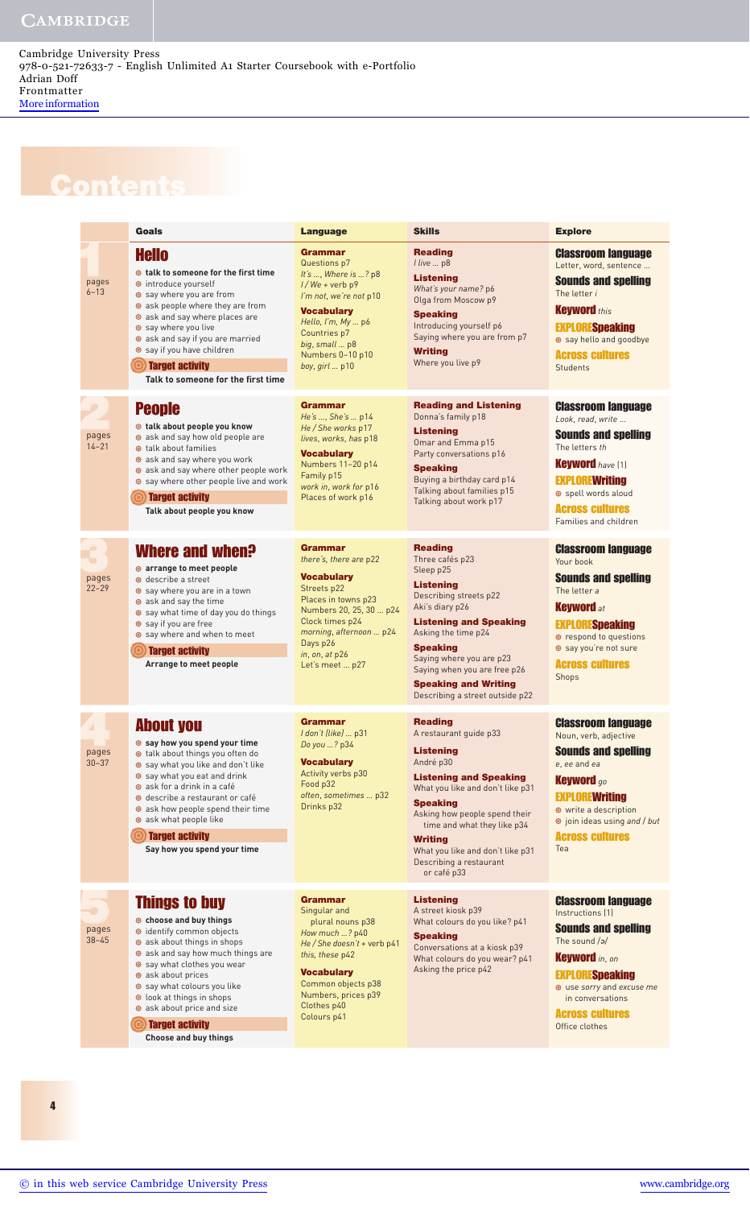Cambridge University Press
978-0-521-72633-7 - English Unlimited A1 Starter Coursebook with e-Portfolio
Adrian Doff
Frontmatter
More information

# Contents

| | Goals | Language | Skills | Explore |
|---|---|---|---|---|
| **1** pages 6–13 | **Hello**<br>⊙ **talk to someone for the first time**<br>⊙ introduce yourself<br>⊙ say where you are from<br>⊙ ask people where they are from<br>⊙ ask and say where places are<br>⊙ say where you live<br>⊙ ask and say if you are married<br>⊙ say if you have children<br>**Target activity**<br>**Talk to someone for the first time** | **Grammar**<br>Questions p7<br>*It's ..., Where is ...?* p8<br>*I / We* + verb p9<br>*I'm not, we're not* p10<br>**Vocabulary**<br>*Hello, I'm, My ...* p6<br>Countries p7<br>*big, small ...* p8<br>Numbers 0–10 p10<br>*boy, girl ...* p10 | **Reading**<br>*I live ...* p8<br>**Listening**<br>*What's your name?* p6<br>Olga from Moscow p9<br>**Speaking**<br>Introducing yourself p6<br>Saying where you are from p7<br>**Writing**<br>Where you live p9 | **Classroom language**<br>Letter, word, sentence ...<br>**Sounds and spelling**<br>The letter *i*<br>**Keyword** *this*<br>**EXPLORESpeaking**<br>⊙ say hello and goodbye<br>**Across cultures**<br>Students |
| **2** pages 14–21 | **People**<br>⊙ **talk about people you know**<br>⊙ ask and say how old people are<br>⊙ talk about families<br>⊙ ask and say where you work<br>⊙ ask and say where other people work<br>⊙ say where other people live and work<br>**Target activity**<br>**Talk about people you know** | **Grammar**<br>*He's ..., She's ...* p14<br>*He / She works* p17<br>*lives, works, has* p18<br>**Vocabulary**<br>Numbers 11–20 p14<br>Family p15<br>*work in, work for* p16<br>Places of work p16 | **Reading and Listening**<br>Donna's family p18<br>**Listening**<br>Omar and Emma p15<br>Party conversations p16<br>**Speaking**<br>Buying a birthday card p14<br>Talking about families p15<br>Talking about work p17 | **Classroom language**<br>*Look, read, write ...*<br>**Sounds and spelling**<br>The letters *th*<br>**Keyword** *have* (1)<br>**EXPLOREWriting**<br>⊙ spell words aloud<br>**Across cultures**<br>Families and children |
| **3** pages 22–29 | **Where and when?**<br>⊙ **arrange to meet people**<br>⊙ describe a street<br>⊙ say where you are in a town<br>⊙ ask and say the time<br>⊙ say what time of day you do things<br>⊙ say if you are free<br>⊙ say where and when to meet<br>**Target activity**<br>**Arrange to meet people** | **Grammar**<br>*there's, there are* p22<br>**Vocabulary**<br>Streets p22<br>Places in towns p23<br>Numbers 20, 25, 30 ... p24<br>Clock times p24<br>*morning, afternoon ...* p24<br>Days p26<br>*in, on, at* p26<br>Let's meet ... p27 | **Reading**<br>Three cafés p23<br>Sleep p25<br>**Listening**<br>Describing streets p22<br>Aki's diary p26<br>**Listening and Speaking**<br>Asking the time p24<br>**Speaking**<br>Saying where you are p23<br>Saying when you are free p26<br>**Speaking and Writing**<br>Describing a street outside p22 | **Classroom language**<br>Your book<br>**Sounds and spelling**<br>The letter *a*<br>**Keyword** *at*<br>**EXPLORESpeaking**<br>⊙ respond to questions<br>⊙ say you're not sure<br>**Across cultures**<br>Shops |
| **4** pages 30–37 | **About you**<br>⊙ **say how you spend your time**<br>⊙ talk about things you often do<br>⊙ say what you like and don't like<br>⊙ say what you eat and drink<br>⊙ ask for a drink in a café<br>⊙ describe a restaurant or café<br>⊙ ask how people spend their time<br>⊙ ask what people like<br>**Target activity**<br>**Say how you spend your time** | **Grammar**<br>*I don't (like) ...* p31<br>*Do you ...?* p34<br>**Vocabulary**<br>Activity verbs p30<br>Food p32<br>*often, sometimes ...* p32<br>Drinks p32 | **Reading**<br>A restaurant guide p33<br>**Listening**<br>André p30<br>**Listening and Speaking**<br>What you like and don't like p31<br>**Speaking**<br>Asking how people spend their time and what they like p34<br>**Writing**<br>What you like and don't like p31<br>Describing a restaurant or café p33 | **Classroom language**<br>Noun, verb, adjective<br>**Sounds and spelling**<br>*e, ee* and *ea*<br>**Keyword** *go*<br>**EXPLOREWriting**<br>⊙ write a description<br>⊙ join ideas using *and / but*<br>**Across cultures**<br>Tea |
| **5** pages 38–45 | **Things to buy**<br>⊙ **choose and buy things**<br>⊙ identify common objects<br>⊙ ask about things in shops<br>⊙ ask and say how much things are<br>⊙ say what clothes you wear<br>⊙ ask about prices<br>⊙ say what colours you like<br>⊙ look at things in shops<br>⊙ ask about price and size<br>**Target activity**<br>**Choose and buy things** | **Grammar**<br>Singular and plural nouns p38<br>*How much ...?* p40<br>*He / She doesn't* + verb p41<br>*this, these* p42<br>**Vocabulary**<br>Common objects p38<br>Numbers, prices p39<br>Clothes p40<br>Colours p41 | **Listening**<br>A street kiosk p39<br>What colours do you like? p41<br>**Speaking**<br>Conversations at a kiosk p39<br>What colours do you wear? p41<br>Asking the price p42 | **Classroom language**<br>Instructions (1)<br>**Sounds and spelling**<br>The sound /ə/<br>**Keyword** *in, on*<br>**EXPLORESpeaking**<br>⊙ use *sorry* and *excuse me* in conversations<br>**Across cultures**<br>Office clothes |

© in this web service Cambridge University Press www.cambridge.org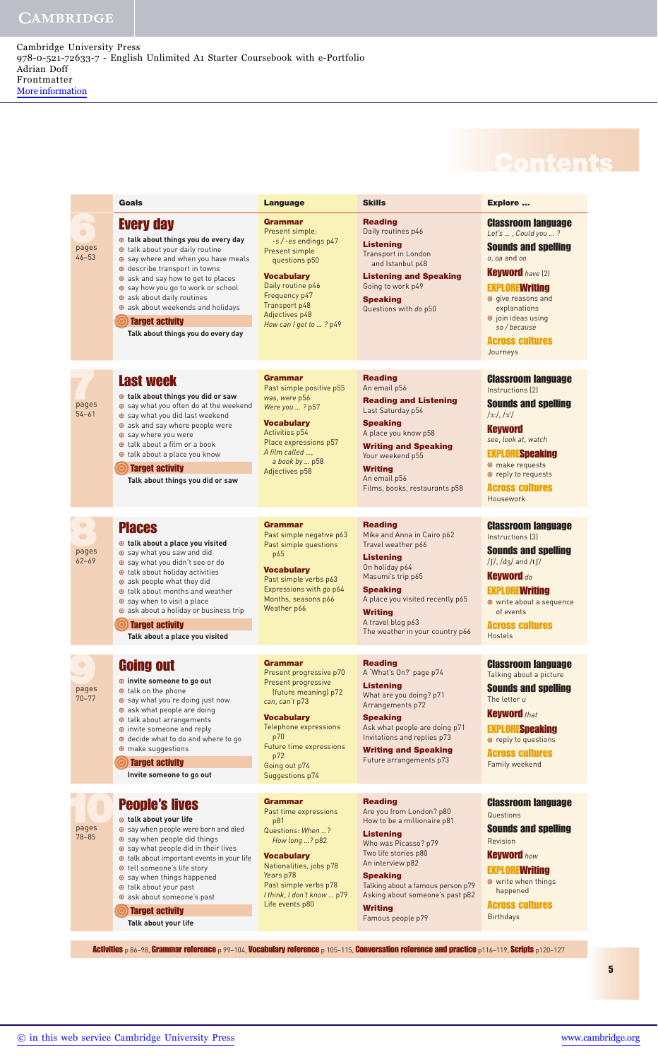Cambridge University Press
978-0-521-72633-7 - English Unlimited A1 Starter Coursebook with e-Portfolio
Adrian Doff
Frontmatter
More information

# Contents

| | Goals | Language | Skills | Explore ... |
|---|---|---|---|---|
| **6** pages 46–53 | **Every day**<br>⊛ **talk about things you do every day**<br>⊛ talk about your daily routine<br>⊛ say where and when you have meals<br>⊛ describe transport in towns<br>⊛ ask and say how to get to places<br>⊛ say how you go to work or school<br>⊛ ask about daily routines<br>⊛ ask about weekends and holidays<br>**Target activity**<br>**Talk about things you do every day** | **Grammar**<br>Present simple: *-s / -es* endings p47<br>Present simple questions p50<br>**Vocabulary**<br>Daily routine p46<br>Frequency p47<br>Transport p48<br>Adjectives p48<br>*How can I get to ... ?* p49 | **Reading**<br>Daily routines p46<br>**Listening**<br>Transport in London and Istanbul p48<br>**Listening and Speaking**<br>Going to work p49<br>**Speaking**<br>Questions with *do* p50 | **Classroom language**<br>*Let's ... , Could you ... ?*<br>**Sounds and spelling**<br>*o, oa* and *oo*<br>**Keyword** *have* (2)<br>**EXPLORE Writing**<br>⊛ give reasons and explanations<br>⊛ join ideas using *so / because*<br>**Across cultures**<br>Journeys |
| **7** pages 54–61 | **Last week**<br>⊛ **talk about things you did or saw**<br>⊛ say what you often do at the weekend<br>⊛ say what you did last weekend<br>⊛ ask and say where people were<br>⊛ say where you were<br>⊛ talk about a film or a book<br>⊛ talk about a place you know<br>**Target activity**<br>**Talk about things you did or saw** | **Grammar**<br>Past simple positive p55<br>*was, were* p56<br>*Were you ... ?* p57<br>**Vocabulary**<br>Activities p54<br>Place expressions p57<br>*A film called ...,*<br>*a book by ...* p58<br>Adjectives p58 | **Reading**<br>An email p56<br>**Reading and Listening**<br>Last Saturday p54<br>**Speaking**<br>A place you know p58<br>**Writing and Speaking**<br>Your weekend p55<br>**Writing**<br>An email p56<br>Films, books, restaurants p58 | **Classroom language**<br>Instructions (2)<br>**Sounds and spelling**<br>/ɜː/, /ɜːʳ/<br>**Keyword**<br>*see, look at, watch*<br>**EXPLORE Speaking**<br>⊛ make requests<br>⊛ reply to requests<br>**Across cultures**<br>Housework |
| **8** pages 62–69 | **Places**<br>⊛ **talk about a place you visited**<br>⊛ say what you saw and did<br>⊛ say what you didn't see or do<br>⊛ talk about holiday activities<br>⊛ ask people what they did<br>⊛ talk about months and weather<br>⊛ say when to visit a place<br>⊛ ask about a holiday or business trip<br>**Target activity**<br>**Talk about a place you visited** | **Grammar**<br>Past simple negative p63<br>Past simple questions p65<br>**Vocabulary**<br>Past simple verbs p63<br>Expressions with *go* p64<br>Months, seasons p66<br>Weather p66 | **Reading**<br>Mike and Anna in Cairo p62<br>Travel weather p66<br>**Listening**<br>On holiday p64<br>Masumi's trip p65<br>**Speaking**<br>A place you visited recently p65<br>**Writing**<br>A travel blog p63<br>The weather in your country p66 | **Classroom language**<br>Instructions (3)<br>**Sounds and spelling**<br>/ʃ/, /dʒ/ and /tʃ/<br>**Keyword** *do*<br>**EXPLORE Writing**<br>⊛ write about a sequence of events<br>**Across cultures**<br>Hostels |
| **9** pages 70–77 | **Going out**<br>⊛ **invite someone to go out**<br>⊛ talk on the phone<br>⊛ say what you're doing just now<br>⊛ ask what people are doing<br>⊛ talk about arrangements<br>⊛ invite someone and reply<br>⊛ decide what to do and where to go<br>⊛ make suggestions<br>**Target activity**<br>**Invite someone to go out** | **Grammar**<br>Present progressive p70<br>Present progressive (future meaning) p72<br>*can, can't* p73<br>**Vocabulary**<br>Telephone expressions p70<br>Future time expressions p72<br>Going out p74<br>Suggestions p74 | **Reading**<br>A 'What's On?' page p74<br>**Listening**<br>What are you doing? p71<br>Arrangements p72<br>**Speaking**<br>Ask what people are doing p71<br>Invitations and replies p73<br>**Writing and Speaking**<br>Future arrangements p73 | **Classroom language**<br>Talking about a picture<br>**Sounds and spelling**<br>The letter *u*<br>**Keyword** *that*<br>**EXPLORE Speaking**<br>⊛ reply to questions<br>**Across cultures**<br>Family weekend |
| **10** pages 78–85 | **People's lives**<br>⊛ **talk about your life**<br>⊛ say when people were born and died<br>⊛ say when people did things<br>⊛ say what people did in their lives<br>⊛ talk about important events in your life<br>⊛ tell someone's life story<br>⊛ say when things happened<br>⊛ talk about your past<br>⊛ ask about someone's past<br>**Target activity**<br>**Talk about your life** | **Grammar**<br>Past time expressions p81<br>Questions: *When ... ?*<br>*How long ... ?* p82<br>**Vocabulary**<br>Nationalities, jobs p78<br>Years p78<br>Past simple verbs p78<br>*I think, I don't know ...* p79<br>Life events p80 | **Reading**<br>Are you from London? p80<br>How to be a millionaire p81<br>**Listening**<br>Who was Picasso? p79<br>Two life stories p80<br>An interview p82<br>**Speaking**<br>Talking about a famous person p79<br>Asking about someone's past p82<br>**Writing**<br>Famous people p79 | **Classroom language**<br>Questions<br>**Sounds and spelling**<br>Revision<br>**Keyword** *how*<br>**EXPLORE Writing**<br>⊛ write when things happened<br>**Across cultures**<br>Birthdays |

**Activities** p 86–98, **Grammar reference** p 99–104, **Vocabulary reference** p 105–115, **Conversation reference and practice** p116–119, **Scripts** p120–127

© in this web service Cambridge University Press www.cambridge.org